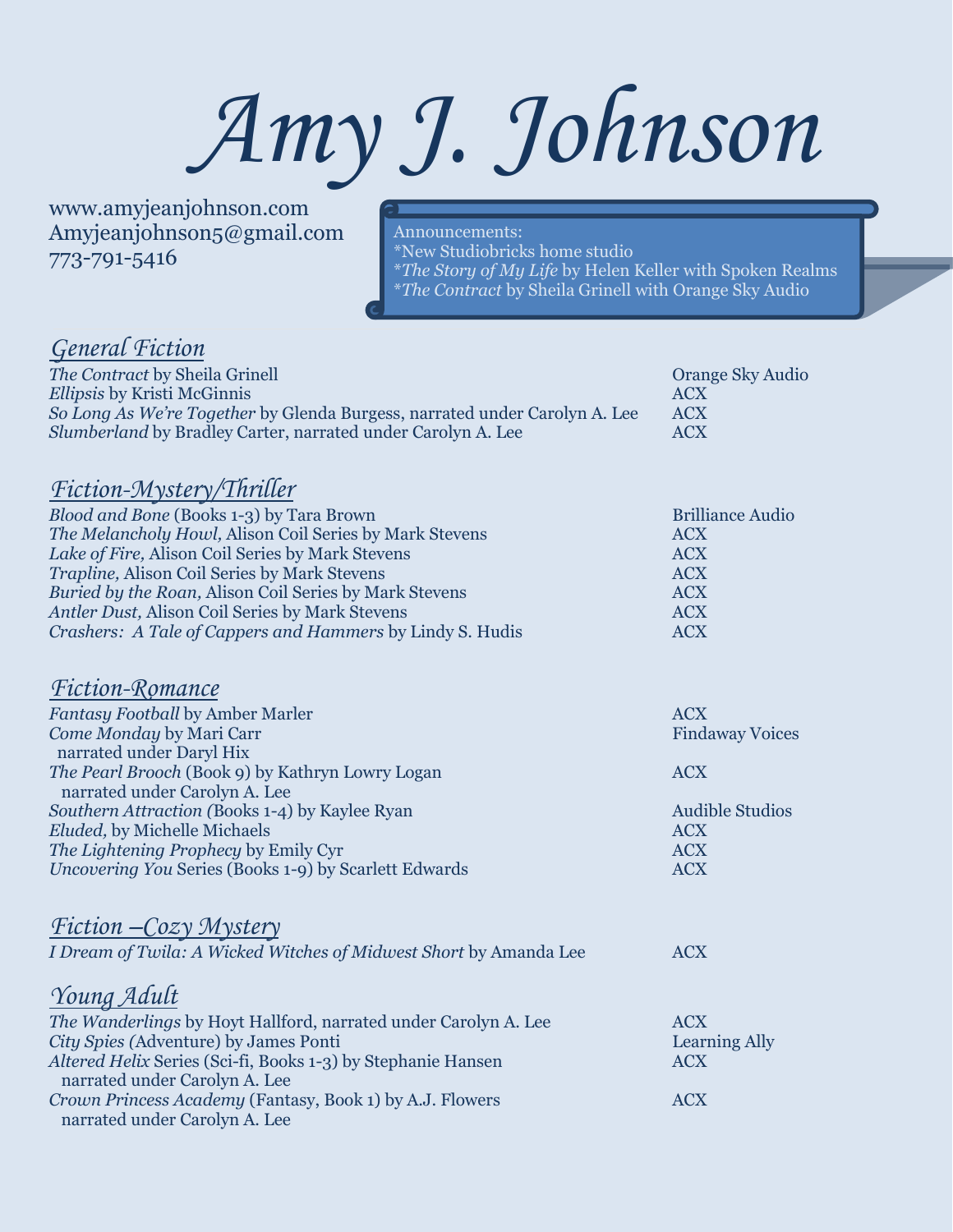# Amy J. Johnson

www.amyjeanjohnson.com
Amyjeanjohnson5@gmail.com
773-791-5416

Announcements:
*New Studiobricks home studio
**The Story of My Life* by Helen Keller with Spoken Realms
**The Contract* by Sheila Grinell with Orange Sky Audio

## *General Fiction*

| | |
|---|---|
| *The Contract* by Sheila Grinell | Orange Sky Audio |
| *Ellipsis* by Kristi McGinnis | ACX |
| *So Long As We're Together* by Glenda Burgess, narrated under Carolyn A. Lee | ACX |
| *Slumberland* by Bradley Carter, narrated under Carolyn A. Lee | ACX |

## *Fiction-Mystery/Thriller*

| | |
|---|---|
| *Blood and Bone* (Books 1-3) by Tara Brown | Brilliance Audio |
| *The Melancholy Howl,* Alison Coil Series by Mark Stevens | ACX |
| *Lake of Fire,* Alison Coil Series by Mark Stevens | ACX |
| *Trapline,* Alison Coil Series by Mark Stevens | ACX |
| *Buried by the Roan,* Alison Coil Series by Mark Stevens | ACX |
| *Antler Dust,* Alison Coil Series by Mark Stevens | ACX |
| *Crashers: A Tale of Cappers and Hammers* by Lindy S. Hudis | ACX |

## *Fiction-Romance*

| | |
|---|---|
| *Fantasy Football* by Amber Marler | ACX |
| *Come Monday* by Mari Carr narrated under Daryl Hix | Findaway Voices |
| *The Pearl Brooch* (Book 9) by Kathryn Lowry Logan narrated under Carolyn A. Lee | ACX |
| *Southern Attraction (*Books 1-4) by Kaylee Ryan | Audible Studios |
| *Eluded,* by Michelle Michaels | ACX |
| *The Lightening Prophecy* by Emily Cyr | ACX |
| *Uncovering You* Series (Books 1-9) by Scarlett Edwards | ACX |

## *Fiction –Cozy Mystery*

| | |
|---|---|
| *I Dream of Twila: A Wicked Witches of Midwest Short* by Amanda Lee | ACX |

## *Young Adult*

| | |
|---|---|
| *The Wanderlings* by Hoyt Hallford, narrated under Carolyn A. Lee | ACX |
| *City Spies (*Adventure) by James Ponti | Learning Ally |
| *Altered Helix* Series (Sci-fi, Books 1-3) by Stephanie Hansen narrated under Carolyn A. Lee | ACX |
| *Crown Princess Academy* (Fantasy, Book 1) by A.J. Flowers narrated under Carolyn A. Lee | ACX |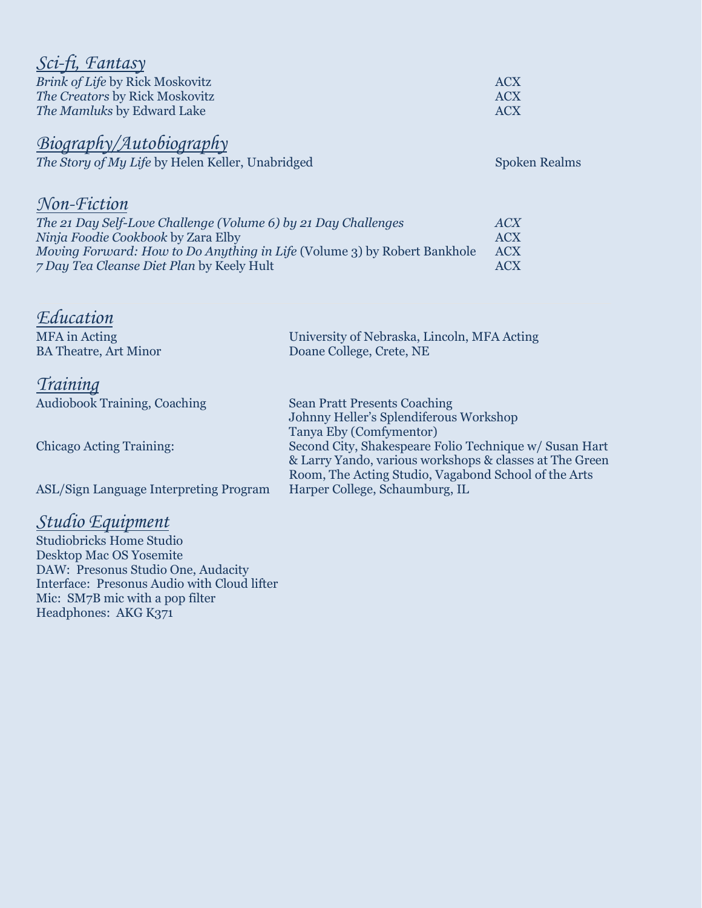## *Sci-fi, Fantasy*

| | |
|---|---|
| *Brink of Life* by Rick Moskovitz | ACX |
| *The Creators* by Rick Moskovitz | ACX |
| *The Mamluks* by Edward Lake | ACX |

## *Biography/Autobiography*

| | |
|---|---|
| *The Story of My Life* by Helen Keller, Unabridged | Spoken Realms |

## *Non-Fiction*

| | |
|---|---|
| *The 21 Day Self-Love Challenge (Volume 6) by 21 Day Challenges* | *ACX* |
| *Ninja Foodie Cookbook* by Zara Elby | ACX |
| *Moving Forward: How to Do Anything in Life* (Volume 3) by Robert Bankhole | ACX |
| *7 Day Tea Cleanse Diet Plan* by Keely Hult | ACX |

## *Education*

| | |
|---|---|
| MFA in Acting | University of Nebraska, Lincoln, MFA Acting |
| BA Theatre, Art Minor | Doane College, Crete, NE |

## *Training*

| | |
|---|---|
| Audiobook Training, Coaching | Sean Pratt Presents Coaching<br>Johnny Heller's Splendiferous Workshop<br>Tanya Eby (Comfymentor) |
| Chicago Acting Training: | Second City, Shakespeare Folio Technique w/ Susan Hart & Larry Yando, various workshops & classes at The Green Room, The Acting Studio, Vagabond School of the Arts |
| ASL/Sign Language Interpreting Program | Harper College, Schaumburg, IL |

## *Studio Equipment*

Studiobricks Home Studio
Desktop Mac OS Yosemite
DAW: Presonus Studio One, Audacity
Interface: Presonus Audio with Cloud lifter
Mic: SM7B mic with a pop filter
Headphones: AKG K371